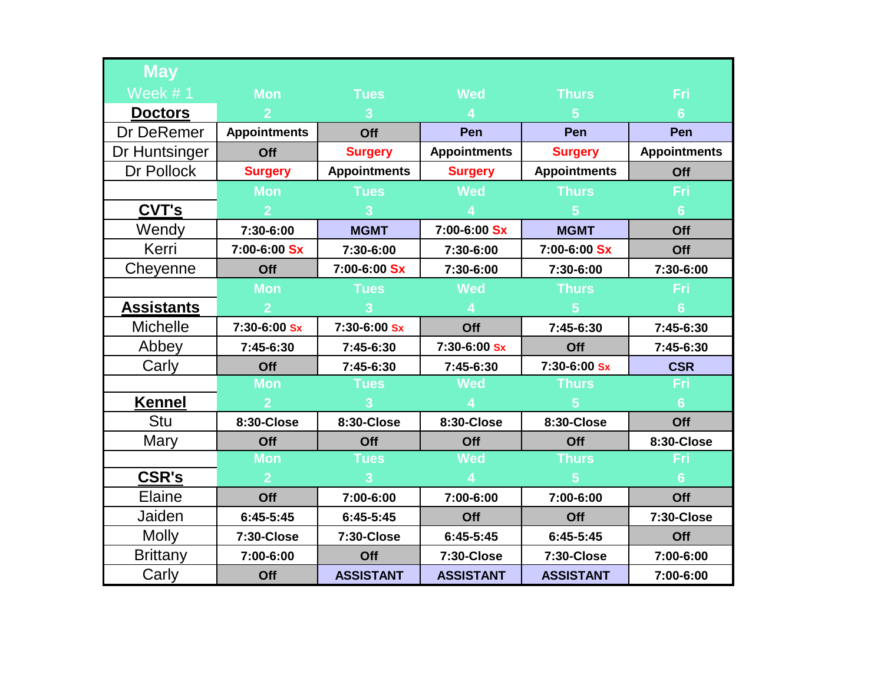| May | | | | | |
|---|---|---|---|---|---|
| Week # 1 | Mon | Tues | Wed | Thurs | Fri |
| **Doctors** | 2 | 3 | 4 | 5 | 6 |
| Dr DeRemer | Appointments | Off | Pen | Pen | Pen |
| Dr Huntsinger | Off | Surgery | Appointments | Surgery | Appointments |
| Dr Pollock | Surgery | Appointments | Surgery | Appointments | Off |
| | Mon | Tues | Wed | Thurs | Fri |
| **CVT's** | 2 | 3 | 4 | 5 | 6 |
| Wendy | 7:30-6:00 | MGMT | 7:00-6:00 Sx | MGMT | Off |
| Kerri | 7:00-6:00 Sx | 7:30-6:00 | 7:30-6:00 | 7:00-6:00 Sx | Off |
| Cheyenne | Off | 7:00-6:00 Sx | 7:30-6:00 | 7:30-6:00 | 7:30-6:00 |
| | Mon | Tues | Wed | Thurs | Fri |
| **Assistants** | 2 | 3 | 4 | 5 | 6 |
| Michelle | 7:30-6:00 Sx | 7:30-6:00 Sx | Off | 7:45-6:30 | 7:45-6:30 |
| Abbey | 7:45-6:30 | 7:45-6:30 | 7:30-6:00 Sx | Off | 7:45-6:30 |
| Carly | Off | 7:45-6:30 | 7:45-6:30 | 7:30-6:00 Sx | CSR |
| | Mon | Tues | Wed | Thurs | Fri |
| **Kennel** | 2 | 3 | 4 | 5 | 6 |
| Stu | 8:30-Close | 8:30-Close | 8:30-Close | 8:30-Close | Off |
| Mary | Off | Off | Off | Off | 8:30-Close |
| | Mon | Tues | Wed | Thurs | Fri |
| **CSR's** | 2 | 3 | 4 | 5 | 6 |
| Elaine | Off | 7:00-6:00 | 7:00-6:00 | 7:00-6:00 | Off |
| Jaiden | 6:45-5:45 | 6:45-5:45 | Off | Off | 7:30-Close |
| Molly | 7:30-Close | 7:30-Close | 6:45-5:45 | 6:45-5:45 | Off |
| Brittany | 7:00-6:00 | Off | 7:30-Close | 7:30-Close | 7:00-6:00 |
| Carly | Off | ASSISTANT | ASSISTANT | ASSISTANT | 7:00-6:00 |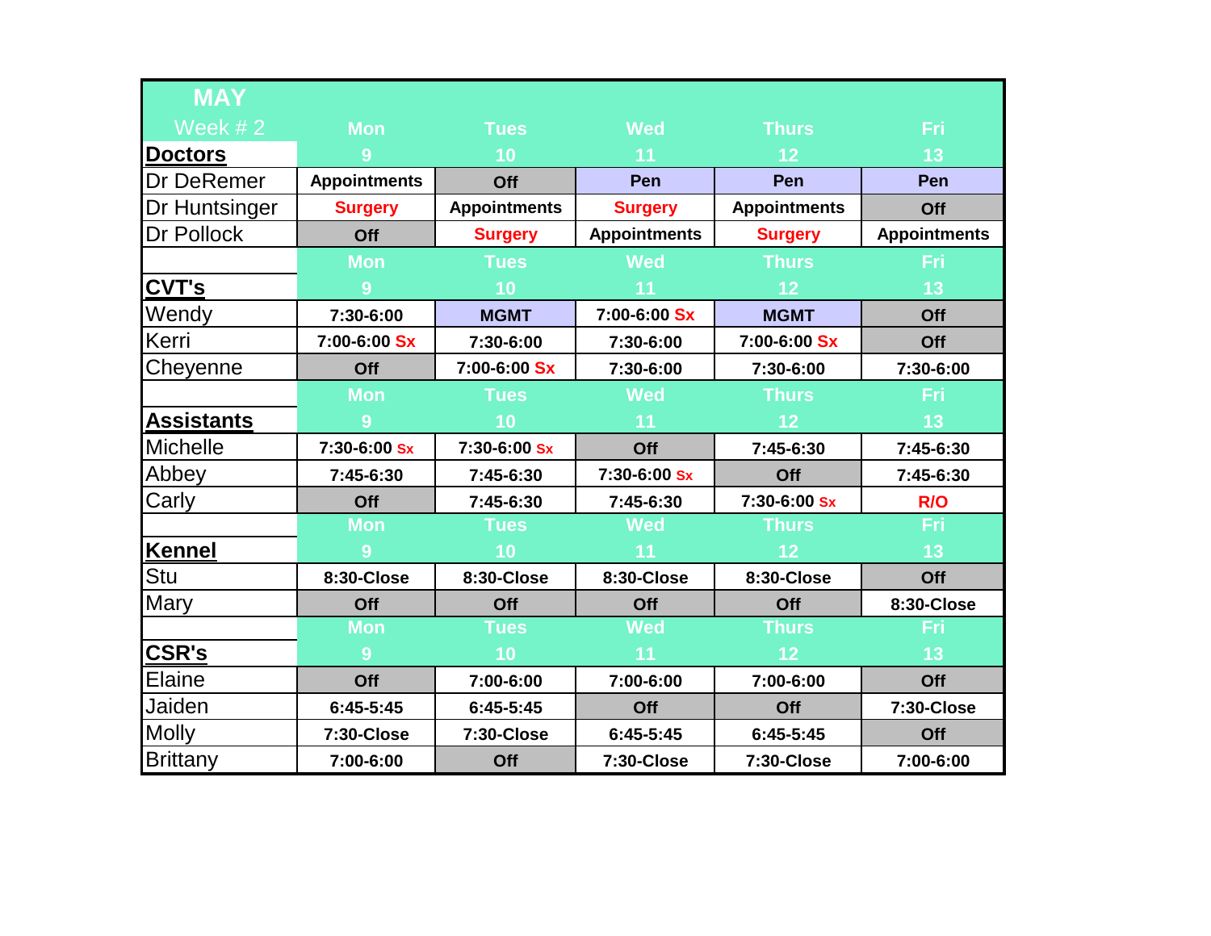| MAY<br>Week # 2 | Mon | Tues | Wed | Thurs | Fri |
|---|---|---|---|---|---|
| **Doctors** | 9 | 10 | 11 | 12 | 13 |
| Dr DeRemer | Appointments | Off | Pen | Pen | Pen |
| Dr Huntsinger | Surgery | Appointments | Surgery | Appointments | Off |
| Dr Pollock | Off | Surgery | Appointments | Surgery | Appointments |
| | Mon | Tues | Wed | Thurs | Fri |
| **CVT's** | 9 | 10 | 11 | 12 | 13 |
| Wendy | 7:30-6:00 | MGMT | 7:00-6:00 Sx | MGMT | Off |
| Kerri | 7:00-6:00 Sx | 7:30-6:00 | 7:30-6:00 | 7:00-6:00 Sx | Off |
| Cheyenne | Off | 7:00-6:00 Sx | 7:30-6:00 | 7:30-6:00 | 7:30-6:00 |
| | Mon | Tues | Wed | Thurs | Fri |
| **Assistants** | 9 | 10 | 11 | 12 | 13 |
| Michelle | 7:30-6:00 Sx | 7:30-6:00 Sx | Off | 7:45-6:30 | 7:45-6:30 |
| Abbey | 7:45-6:30 | 7:45-6:30 | 7:30-6:00 Sx | Off | 7:45-6:30 |
| Carly | Off | 7:45-6:30 | 7:45-6:30 | 7:30-6:00 Sx | R/O |
| | Mon | Tues | Wed | Thurs | Fri |
| **Kennel** | 9 | 10 | 11 | 12 | 13 |
| Stu | 8:30-Close | 8:30-Close | 8:30-Close | 8:30-Close | Off |
| Mary | Off | Off | Off | Off | 8:30-Close |
| | Mon | Tues | Wed | Thurs | Fri |
| **CSR's** | 9 | 10 | 11 | 12 | 13 |
| Elaine | Off | 7:00-6:00 | 7:00-6:00 | 7:00-6:00 | Off |
| Jaiden | 6:45-5:45 | 6:45-5:45 | Off | Off | 7:30-Close |
| Molly | 7:30-Close | 7:30-Close | 6:45-5:45 | 6:45-5:45 | Off |
| Brittany | 7:00-6:00 | Off | 7:30-Close | 7:30-Close | 7:00-6:00 |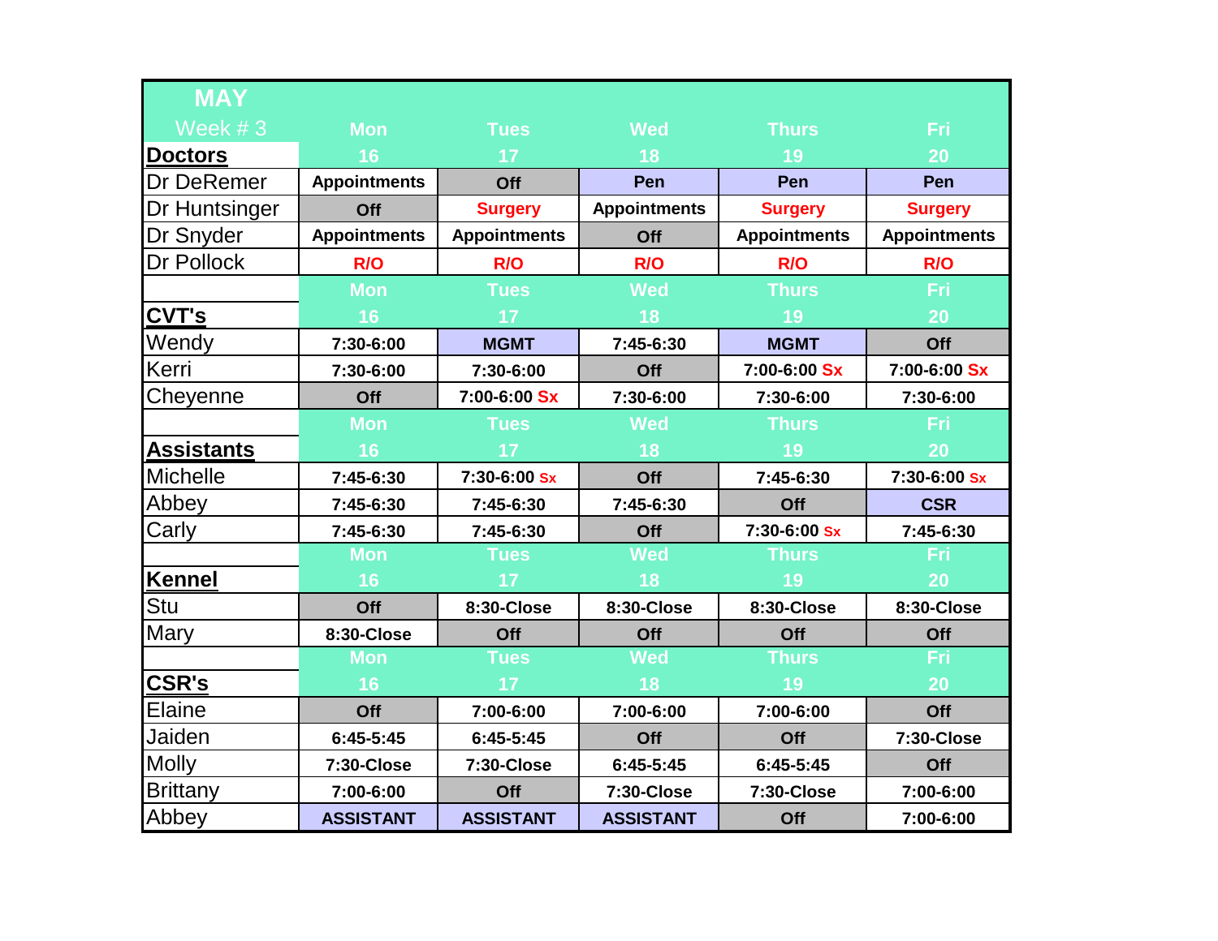| MAY Week # 3 | Mon | Tues | Wed | Thurs | Fri |
|---|---|---|---|---|---|
| **Doctors** | 16 | 17 | 18 | 19 | 20 |
| Dr DeRemer | Appointments | Off | Pen | Pen | Pen |
| Dr Huntsinger | Off | Surgery | Appointments | Surgery | Surgery |
| Dr Snyder | Appointments | Appointments | Off | Appointments | Appointments |
| Dr Pollock | R/O | R/O | R/O | R/O | R/O |
| | Mon | Tues | Wed | Thurs | Fri |
| **CVT's** | 16 | 17 | 18 | 19 | 20 |
| Wendy | 7:30-6:00 | MGMT | 7:45-6:30 | MGMT | Off |
| Kerri | 7:30-6:00 | 7:30-6:00 | Off | 7:00-6:00 Sx | 7:00-6:00 Sx |
| Cheyenne | Off | 7:00-6:00 Sx | 7:30-6:00 | 7:30-6:00 | 7:30-6:00 |
| | Mon | Tues | Wed | Thurs | Fri |
| **Assistants** | 16 | 17 | 18 | 19 | 20 |
| Michelle | 7:45-6:30 | 7:30-6:00 Sx | Off | 7:45-6:30 | 7:30-6:00 Sx |
| Abbey | 7:45-6:30 | 7:45-6:30 | 7:45-6:30 | Off | CSR |
| Carly | 7:45-6:30 | 7:45-6:30 | Off | 7:30-6:00 Sx | 7:45-6:30 |
| | Mon | Tues | Wed | Thurs | Fri |
| **Kennel** | 16 | 17 | 18 | 19 | 20 |
| Stu | Off | 8:30-Close | 8:30-Close | 8:30-Close | 8:30-Close |
| Mary | 8:30-Close | Off | Off | Off | Off |
| | Mon | Tues | Wed | Thurs | Fri |
| **CSR's** | 16 | 17 | 18 | 19 | 20 |
| Elaine | Off | 7:00-6:00 | 7:00-6:00 | 7:00-6:00 | Off |
| Jaiden | 6:45-5:45 | 6:45-5:45 | Off | Off | 7:30-Close |
| Molly | 7:30-Close | 7:30-Close | 6:45-5:45 | 6:45-5:45 | Off |
| Brittany | 7:00-6:00 | Off | 7:30-Close | 7:30-Close | 7:00-6:00 |
| Abbey | ASSISTANT | ASSISTANT | ASSISTANT | Off | 7:00-6:00 |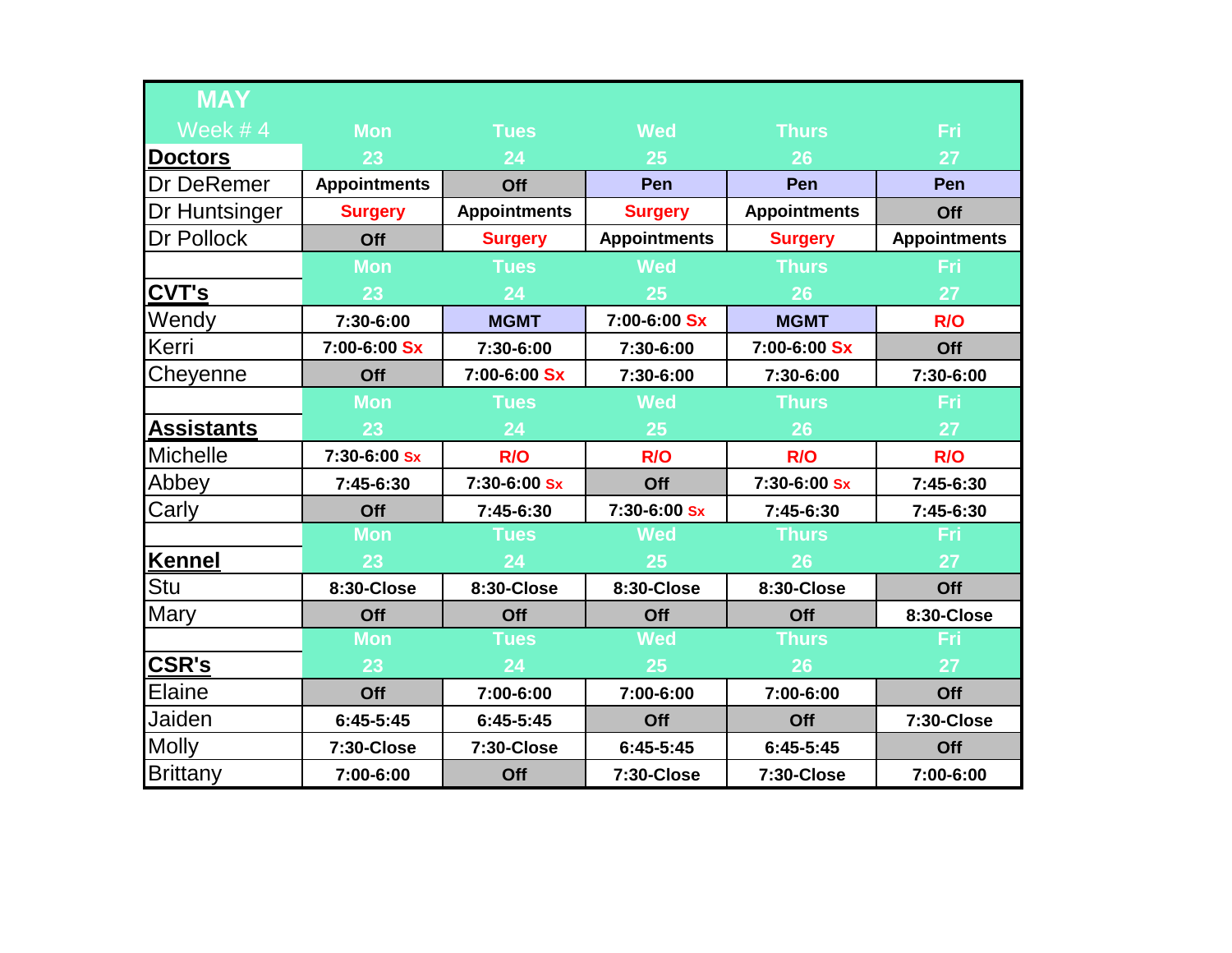| MAY<br>Week # 4 | Mon | Tues | Wed | Thurs | Fri |
|---|---|---|---|---|---|
| **Doctors** | 23 | 24 | 25 | 26 | 27 |
| Dr DeRemer | Appointments | Off | Pen | Pen | Pen |
| Dr Huntsinger | Surgery | Appointments | Surgery | Appointments | Off |
| Dr Pollock | Off | Surgery | Appointments | Surgery | Appointments |
| | Mon | Tues | Wed | Thurs | Fri |
| **CVT's** | 23 | 24 | 25 | 26 | 27 |
| Wendy | 7:30-6:00 | MGMT | 7:00-6:00 Sx | MGMT | R/O |
| Kerri | 7:00-6:00 Sx | 7:30-6:00 | 7:30-6:00 | 7:00-6:00 Sx | Off |
| Cheyenne | Off | 7:00-6:00 Sx | 7:30-6:00 | 7:30-6:00 | 7:30-6:00 |
| | Mon | Tues | Wed | Thurs | Fri |
| **Assistants** | 23 | 24 | 25 | 26 | 27 |
| Michelle | 7:30-6:00 Sx | R/O | R/O | R/O | R/O |
| Abbey | 7:45-6:30 | 7:30-6:00 Sx | Off | 7:30-6:00 Sx | 7:45-6:30 |
| Carly | Off | 7:45-6:30 | 7:30-6:00 Sx | 7:45-6:30 | 7:45-6:30 |
| | Mon | Tues | Wed | Thurs | Fri |
| **Kennel** | 23 | 24 | 25 | 26 | 27 |
| Stu | 8:30-Close | 8:30-Close | 8:30-Close | 8:30-Close | Off |
| Mary | Off | Off | Off | Off | 8:30-Close |
| | Mon | Tues | Wed | Thurs | Fri |
| **CSR's** | 23 | 24 | 25 | 26 | 27 |
| Elaine | Off | 7:00-6:00 | 7:00-6:00 | 7:00-6:00 | Off |
| Jaiden | 6:45-5:45 | 6:45-5:45 | Off | Off | 7:30-Close |
| Molly | 7:30-Close | 7:30-Close | 6:45-5:45 | 6:45-5:45 | Off |
| Brittany | 7:00-6:00 | Off | 7:30-Close | 7:30-Close | 7:00-6:00 |